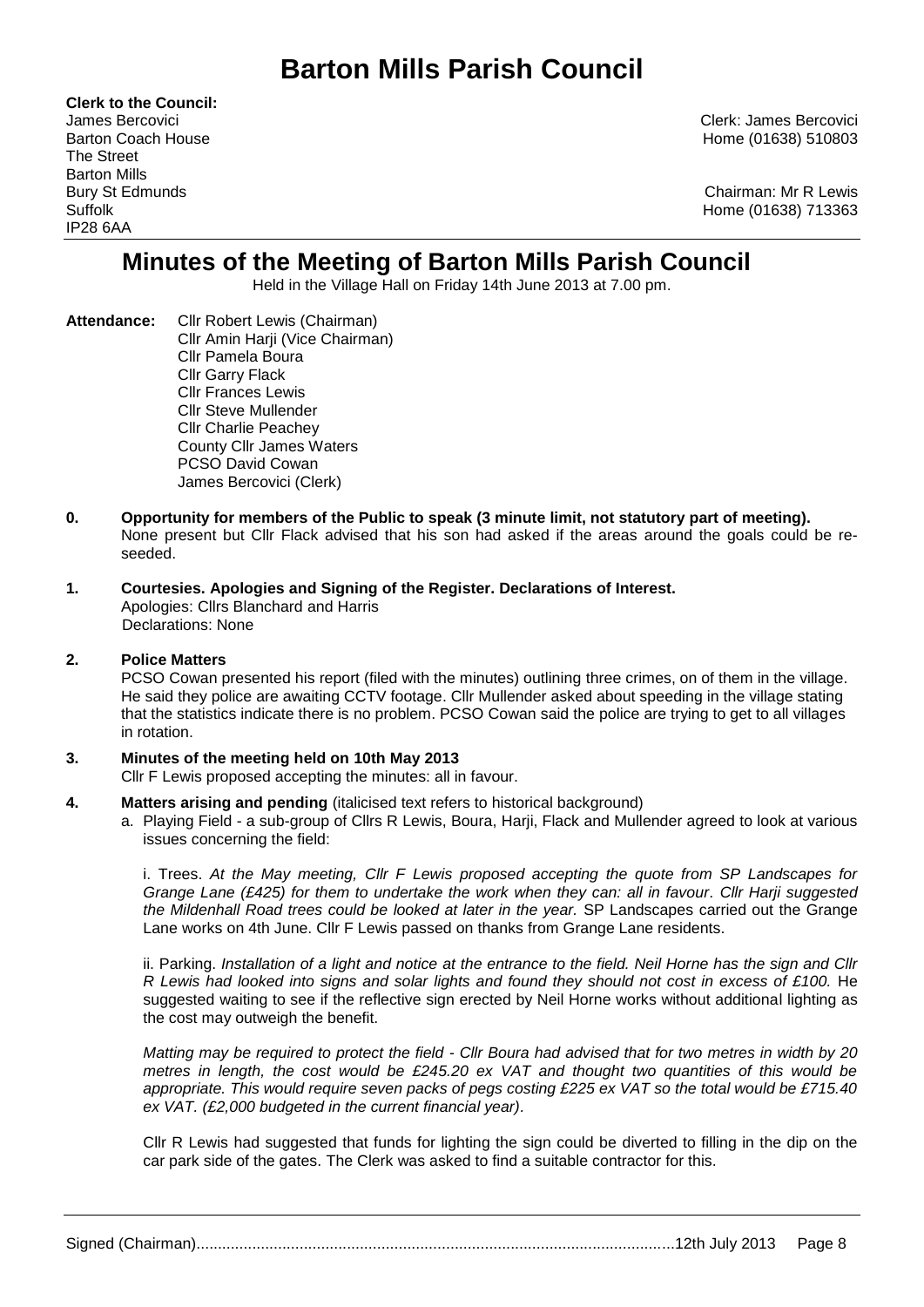# Barton Mills Parish Council

**Clerk to the Council:**
James Bercovici
Barton Coach House
The Street
Barton Mills
Bury St Edmunds
Suffolk
IP28 6AA

Clerk: James Bercovici
Home (01638) 510803

Chairman: Mr R Lewis
Home (01638) 713363

## Minutes of the Meeting of Barton Mills Parish Council

Held in the Village Hall on Friday 14th June 2013 at 7.00 pm.

**Attendance:** Cllr Robert Lewis (Chairman)
Cllr Amin Harji (Vice Chairman)
Cllr Pamela Boura
Cllr Garry Flack
Cllr Frances Lewis
Cllr Steve Mullender
Cllr Charlie Peachey
County Cllr James Waters
PCSO David Cowan
James Bercovici (Clerk)

**0. Opportunity for members of the Public to speak (3 minute limit, not statutory part of meeting).**
None present but Cllr Flack advised that his son had asked if the areas around the goals could be re-seeded.

**1. Courtesies. Apologies and Signing of the Register. Declarations of Interest.**
Apologies: Cllrs Blanchard and Harris
Declarations: None

**2. Police Matters**
PCSO Cowan presented his report (filed with the minutes) outlining three crimes, on of them in the village. He said they police are awaiting CCTV footage. Cllr Mullender asked about speeding in the village stating that the statistics indicate there is no problem. PCSO Cowan said the police are trying to get to all villages in rotation.

**3. Minutes of the meeting held on 10th May 2013**
Cllr F Lewis proposed accepting the minutes: all in favour.

**4. Matters arising and pending** (italicised text refers to historical background)

a. Playing Field - a sub-group of Cllrs R Lewis, Boura, Harji, Flack and Mullender agreed to look at various issues concerning the field:

i. Trees. *At the May meeting, Cllr F Lewis proposed accepting the quote from SP Landscapes for Grange Lane (£425) for them to undertake the work when they can: all in favour. Cllr Harji suggested the Mildenhall Road trees could be looked at later in the year.* SP Landscapes carried out the Grange Lane works on 4th June. Cllr F Lewis passed on thanks from Grange Lane residents.

ii. Parking. *Installation of a light and notice at the entrance to the field. Neil Horne has the sign and Cllr R Lewis had looked into signs and solar lights and found they should not cost in excess of £100.* He suggested waiting to see if the reflective sign erected by Neil Horne works without additional lighting as the cost may outweigh the benefit.

*Matting may be required to protect the field - Cllr Boura had advised that for two metres in width by 20 metres in length, the cost would be £245.20 ex VAT and thought two quantities of this would be appropriate. This would require seven packs of pegs costing £225 ex VAT so the total would be £715.40 ex VAT. (£2,000 budgeted in the current financial year).*

Cllr R Lewis had suggested that funds for lighting the sign could be diverted to filling in the dip on the car park side of the gates. The Clerk was asked to find a suitable contractor for this.

Signed (Chairman)............................................................................................................12th July 2013 Page 8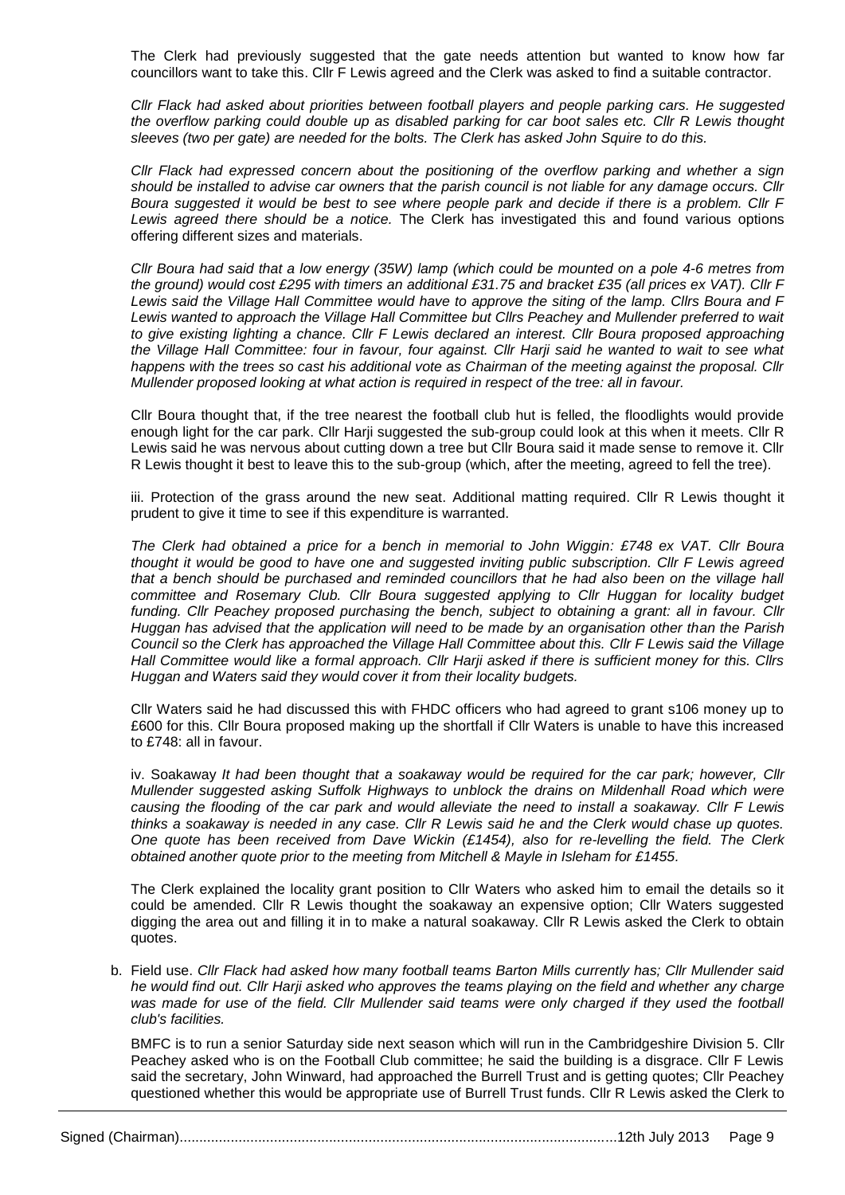The Clerk had previously suggested that the gate needs attention but wanted to know how far councillors want to take this. Cllr F Lewis agreed and the Clerk was asked to find a suitable contractor.

*Cllr Flack had asked about priorities between football players and people parking cars. He suggested the overflow parking could double up as disabled parking for car boot sales etc. Cllr R Lewis thought sleeves (two per gate) are needed for the bolts. The Clerk has asked John Squire to do this.*

*Cllr Flack had expressed concern about the positioning of the overflow parking and whether a sign should be installed to advise car owners that the parish council is not liable for any damage occurs. Cllr Boura suggested it would be best to see where people park and decide if there is a problem. Cllr F Lewis agreed there should be a notice.* The Clerk has investigated this and found various options offering different sizes and materials.

*Cllr Boura had said that a low energy (35W) lamp (which could be mounted on a pole 4-6 metres from the ground) would cost £295 with timers an additional £31.75 and bracket £35 (all prices ex VAT). Cllr F Lewis said the Village Hall Committee would have to approve the siting of the lamp. Cllrs Boura and F Lewis wanted to approach the Village Hall Committee but Cllrs Peachey and Mullender preferred to wait to give existing lighting a chance. Cllr F Lewis declared an interest. Cllr Boura proposed approaching the Village Hall Committee: four in favour, four against. Cllr Harji said he wanted to wait to see what happens with the trees so cast his additional vote as Chairman of the meeting against the proposal. Cllr Mullender proposed looking at what action is required in respect of the tree: all in favour.*

Cllr Boura thought that, if the tree nearest the football club hut is felled, the floodlights would provide enough light for the car park. Cllr Harji suggested the sub-group could look at this when it meets. Cllr R Lewis said he was nervous about cutting down a tree but Cllr Boura said it made sense to remove it. Cllr R Lewis thought it best to leave this to the sub-group (which, after the meeting, agreed to fell the tree).

iii. Protection of the grass around the new seat. Additional matting required. Cllr R Lewis thought it prudent to give it time to see if this expenditure is warranted.

*The Clerk had obtained a price for a bench in memorial to John Wiggin: £748 ex VAT. Cllr Boura thought it would be good to have one and suggested inviting public subscription. Cllr F Lewis agreed that a bench should be purchased and reminded councillors that he had also been on the village hall committee and Rosemary Club. Cllr Boura suggested applying to Cllr Huggan for locality budget funding. Cllr Peachey proposed purchasing the bench, subject to obtaining a grant: all in favour. Cllr Huggan has advised that the application will need to be made by an organisation other than the Parish Council so the Clerk has approached the Village Hall Committee about this. Cllr F Lewis said the Village Hall Committee would like a formal approach. Cllr Harji asked if there is sufficient money for this. Cllrs Huggan and Waters said they would cover it from their locality budgets.*

Cllr Waters said he had discussed this with FHDC officers who had agreed to grant s106 money up to £600 for this. Cllr Boura proposed making up the shortfall if Cllr Waters is unable to have this increased to £748: all in favour.

iv. Soakaway *It had been thought that a soakaway would be required for the car park; however, Cllr Mullender suggested asking Suffolk Highways to unblock the drains on Mildenhall Road which were causing the flooding of the car park and would alleviate the need to install a soakaway. Cllr F Lewis thinks a soakaway is needed in any case. Cllr R Lewis said he and the Clerk would chase up quotes. One quote has been received from Dave Wickin (£1454), also for re-levelling the field. The Clerk obtained another quote prior to the meeting from Mitchell & Mayle in Isleham for £1455.*

The Clerk explained the locality grant position to Cllr Waters who asked him to email the details so it could be amended. Cllr R Lewis thought the soakaway an expensive option; Cllr Waters suggested digging the area out and filling it in to make a natural soakaway. Cllr R Lewis asked the Clerk to obtain quotes.

b. Field use. *Cllr Flack had asked how many football teams Barton Mills currently has; Cllr Mullender said he would find out. Cllr Harji asked who approves the teams playing on the field and whether any charge was made for use of the field. Cllr Mullender said teams were only charged if they used the football club's facilities.*

BMFC is to run a senior Saturday side next season which will run in the Cambridgeshire Division 5. Cllr Peachey asked who is on the Football Club committee; he said the building is a disgrace. Cllr F Lewis said the secretary, John Winward, had approached the Burrell Trust and is getting quotes; Cllr Peachey questioned whether this would be appropriate use of Burrell Trust funds. Cllr R Lewis asked the Clerk to

Signed (Chairman)..........................................................................................................12th July 2013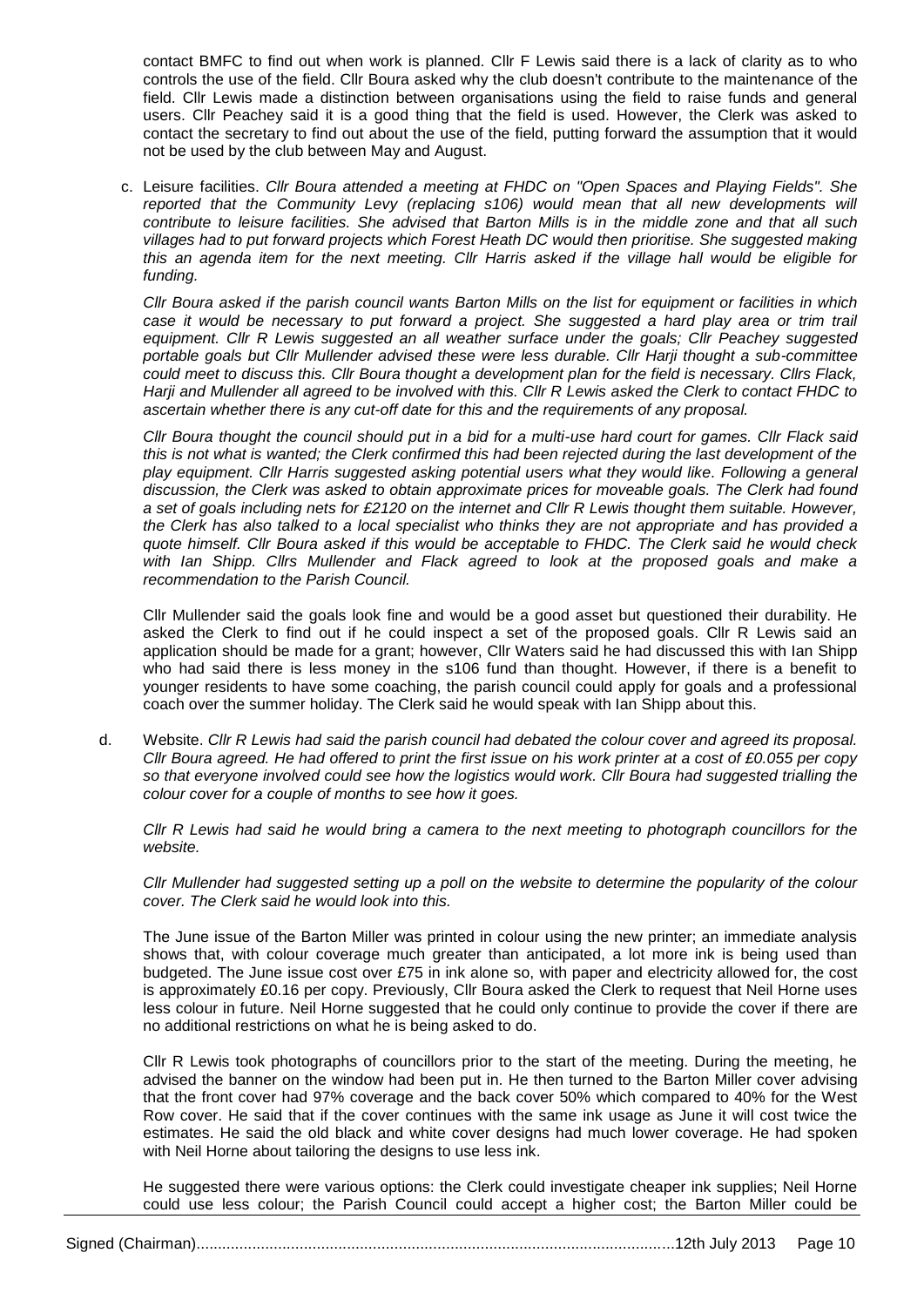contact BMFC to find out when work is planned. Cllr F Lewis said there is a lack of clarity as to who controls the use of the field. Cllr Boura asked why the club doesn't contribute to the maintenance of the field. Cllr Lewis made a distinction between organisations using the field to raise funds and general users. Cllr Peachey said it is a good thing that the field is used. However, the Clerk was asked to contact the secretary to find out about the use of the field, putting forward the assumption that it would not be used by the club between May and August.

c. Leisure facilities. *Cllr Boura attended a meeting at FHDC on "Open Spaces and Playing Fields". She reported that the Community Levy (replacing s106) would mean that all new developments will contribute to leisure facilities. She advised that Barton Mills is in the middle zone and that all such villages had to put forward projects which Forest Heath DC would then prioritise. She suggested making this an agenda item for the next meeting. Cllr Harris asked if the village hall would be eligible for funding.*

   *Cllr Boura asked if the parish council wants Barton Mills on the list for equipment or facilities in which case it would be necessary to put forward a project. She suggested a hard play area or trim trail equipment. Cllr R Lewis suggested an all weather surface under the goals; Cllr Peachey suggested portable goals but Cllr Mullender advised these were less durable. Cllr Harji thought a sub-committee could meet to discuss this. Cllr Boura thought a development plan for the field is necessary. Cllrs Flack, Harji and Mullender all agreed to be involved with this. Cllr R Lewis asked the Clerk to contact FHDC to ascertain whether there is any cut-off date for this and the requirements of any proposal.*

   *Cllr Boura thought the council should put in a bid for a multi-use hard court for games. Cllr Flack said this is not what is wanted; the Clerk confirmed this had been rejected during the last development of the play equipment. Cllr Harris suggested asking potential users what they would like. Following a general discussion, the Clerk was asked to obtain approximate prices for moveable goals. The Clerk had found a set of goals including nets for £2120 on the internet and Cllr R Lewis thought them suitable. However, the Clerk has also talked to a local specialist who thinks they are not appropriate and has provided a quote himself. Cllr Boura asked if this would be acceptable to FHDC. The Clerk said he would check with Ian Shipp. Cllrs Mullender and Flack agreed to look at the proposed goals and make a recommendation to the Parish Council.*

   Cllr Mullender said the goals look fine and would be a good asset but questioned their durability. He asked the Clerk to find out if he could inspect a set of the proposed goals. Cllr R Lewis said an application should be made for a grant; however, Cllr Waters said he had discussed this with Ian Shipp who had said there is less money in the s106 fund than thought. However, if there is a benefit to younger residents to have some coaching, the parish council could apply for goals and a professional coach over the summer holiday. The Clerk said he would speak with Ian Shipp about this.

d. Website. *Cllr R Lewis had said the parish council had debated the colour cover and agreed its proposal. Cllr Boura agreed. He had offered to print the first issue on his work printer at a cost of £0.055 per copy so that everyone involved could see how the logistics would work. Cllr Boura had suggested trialling the colour cover for a couple of months to see how it goes.*

   *Cllr R Lewis had said he would bring a camera to the next meeting to photograph councillors for the website.*

   *Cllr Mullender had suggested setting up a poll on the website to determine the popularity of the colour cover. The Clerk said he would look into this.*

   The June issue of the Barton Miller was printed in colour using the new printer; an immediate analysis shows that, with colour coverage much greater than anticipated, a lot more ink is being used than budgeted. The June issue cost over £75 in ink alone so, with paper and electricity allowed for, the cost is approximately £0.16 per copy. Previously, Cllr Boura asked the Clerk to request that Neil Horne uses less colour in future. Neil Horne suggested that he could only continue to provide the cover if there are no additional restrictions on what he is being asked to do.

   Cllr R Lewis took photographs of councillors prior to the start of the meeting. During the meeting, he advised the banner on the window had been put in. He then turned to the Barton Miller cover advising that the front cover had 97% coverage and the back cover 50% which compared to 40% for the West Row cover. He said that if the cover continues with the same ink usage as June it will cost twice the estimates. He said the old black and white cover designs had much lower coverage. He had spoken with Neil Horne about tailoring the designs to use less ink.

   He suggested there were various options: the Clerk could investigate cheaper ink supplies; Neil Horne could use less colour; the Parish Council could accept a higher cost; the Barton Miller could be

Signed (Chairman)........................................................................................................12th July 2013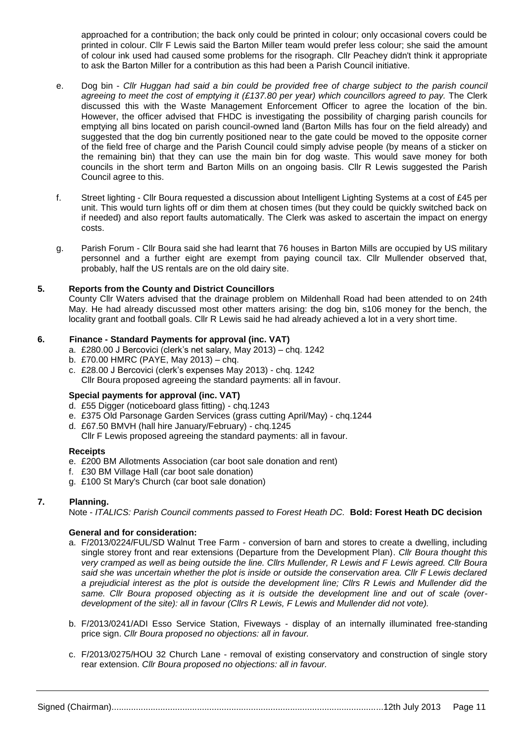approached for a contribution; the back only could be printed in colour; only occasional covers could be printed in colour. Cllr F Lewis said the Barton Miller team would prefer less colour; she said the amount of colour ink used had caused some problems for the risograph. Cllr Peachey didn't think it appropriate to ask the Barton Miller for a contribution as this had been a Parish Council initiative.

e. Dog bin - *Cllr Huggan had said a bin could be provided free of charge subject to the parish council agreeing to meet the cost of emptying it (£137.80 per year) which councillors agreed to pay.* The Clerk discussed this with the Waste Management Enforcement Officer to agree the location of the bin. However, the officer advised that FHDC is investigating the possibility of charging parish councils for emptying all bins located on parish council-owned land (Barton Mills has four on the field already) and suggested that the dog bin currently positioned near to the gate could be moved to the opposite corner of the field free of charge and the Parish Council could simply advise people (by means of a sticker on the remaining bin) that they can use the main bin for dog waste. This would save money for both councils in the short term and Barton Mills on an ongoing basis. Cllr R Lewis suggested the Parish Council agree to this.

f. Street lighting - Cllr Boura requested a discussion about Intelligent Lighting Systems at a cost of £45 per unit. This would turn lights off or dim them at chosen times (but they could be quickly switched back on if needed) and also report faults automatically. The Clerk was asked to ascertain the impact on energy costs.

g. Parish Forum - Cllr Boura said she had learnt that 76 houses in Barton Mills are occupied by US military personnel and a further eight are exempt from paying council tax. Cllr Mullender observed that, probably, half the US rentals are on the old dairy site.

## 5. Reports from the County and District Councillors

County Cllr Waters advised that the drainage problem on Mildenhall Road had been attended to on 24th May. He had already discussed most other matters arising: the dog bin, s106 money for the bench, the locality grant and football goals. Cllr R Lewis said he had already achieved a lot in a very short time.

## 6. Finance - Standard Payments for approval (inc. VAT)

a. £280.00 J Bercovici (clerk's net salary, May 2013) – chq. 1242
b. £70.00 HMRC (PAYE, May 2013) – chq.
c. £28.00 J Bercovici (clerk's expenses May 2013) - chq. 1242
Cllr Boura proposed agreeing the standard payments: all in favour.

### Special payments for approval (inc. VAT)

d. £55 Digger (noticeboard glass fitting) - chq.1243
e. £375 Old Parsonage Garden Services (grass cutting April/May) - chq.1244
d. £67.50 BMVH (hall hire January/February) - chq.1245
Cllr F Lewis proposed agreeing the standard payments: all in favour.

### Receipts

e. £200 BM Allotments Association (car boot sale donation and rent)
f. £30 BM Village Hall (car boot sale donation)
g. £100 St Mary's Church (car boot sale donation)

## 7. Planning.

Note - *ITALICS: Parish Council comments passed to Forest Heath DC.* **Bold: Forest Heath DC decision**

### General and for consideration:

a. F/2013/0224/FUL/SD Walnut Tree Farm - conversion of barn and stores to create a dwelling, including single storey front and rear extensions (Departure from the Development Plan). *Cllr Boura thought this very cramped as well as being outside the line. Cllrs Mullender, R Lewis and F Lewis agreed. Cllr Boura said she was uncertain whether the plot is inside or outside the conservation area. Cllr F Lewis declared a prejudicial interest as the plot is outside the development line; Cllrs R Lewis and Mullender did the same. Cllr Boura proposed objecting as it is outside the development line and out of scale (over-development of the site): all in favour (Cllrs R Lewis, F Lewis and Mullender did not vote).*

b. F/2013/0241/ADI Esso Service Station, Fiveways - display of an internally illuminated free-standing price sign. *Cllr Boura proposed no objections: all in favour.*

c. F/2013/0275/HOU 32 Church Lane - removal of existing conservatory and construction of single story rear extension. *Cllr Boura proposed no objections: all in favour.*

Signed (Chairman)............................................................................................................12th July 2013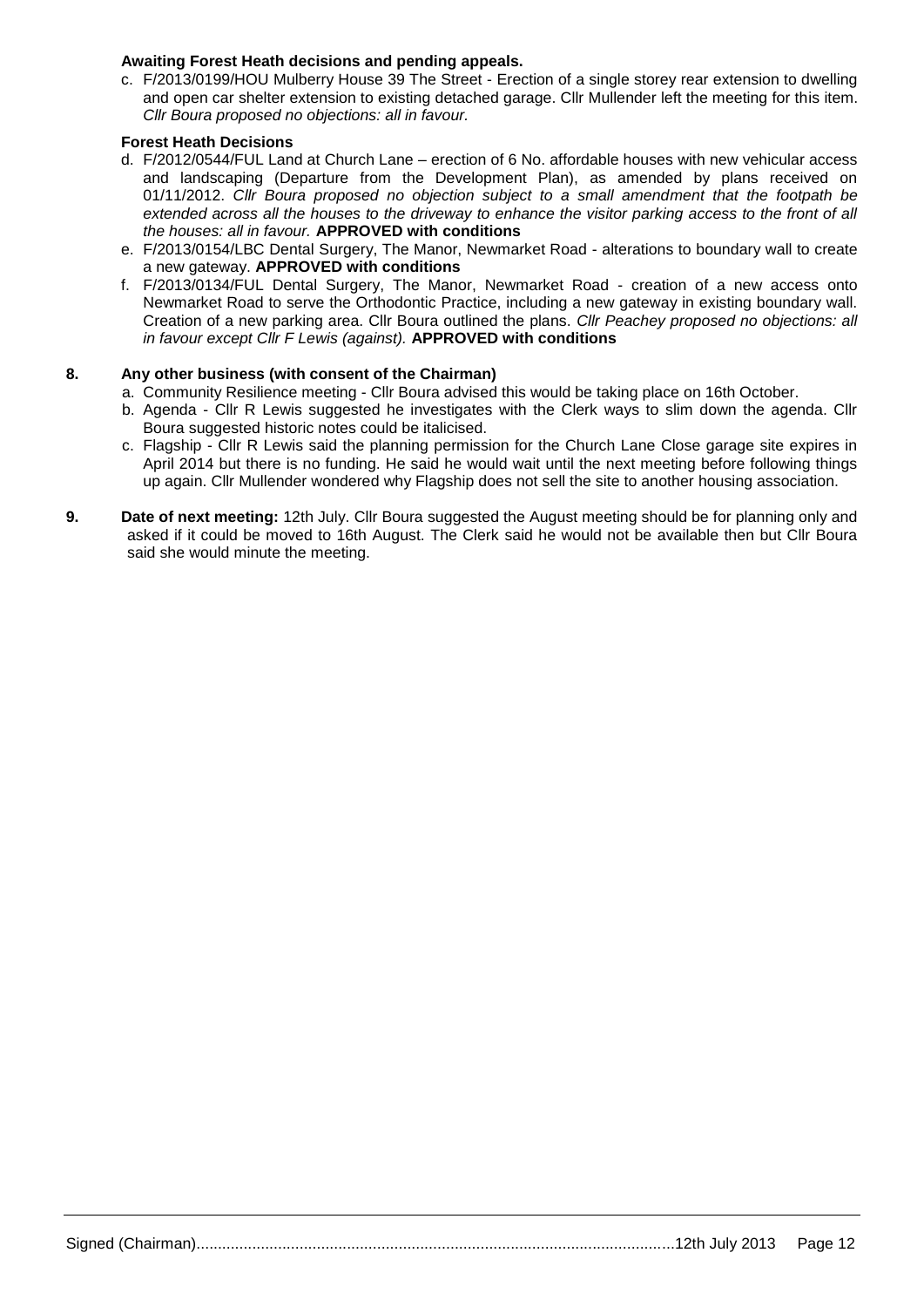**Awaiting Forest Heath decisions and pending appeals.**

c. F/2013/0199/HOU Mulberry House 39 The Street - Erection of a single storey rear extension to dwelling and open car shelter extension to existing detached garage. Cllr Mullender left the meeting for this item. *Cllr Boura proposed no objections: all in favour.*

**Forest Heath Decisions**

d. F/2012/0544/FUL Land at Church Lane – erection of 6 No. affordable houses with new vehicular access and landscaping (Departure from the Development Plan), as amended by plans received on 01/11/2012. *Cllr Boura proposed no objection subject to a small amendment that the footpath be extended across all the houses to the driveway to enhance the visitor parking access to the front of all the houses: all in favour.* **APPROVED with conditions**

e. F/2013/0154/LBC Dental Surgery, The Manor, Newmarket Road - alterations to boundary wall to create a new gateway. **APPROVED with conditions**

f. F/2013/0134/FUL Dental Surgery, The Manor, Newmarket Road - creation of a new access onto Newmarket Road to serve the Orthodontic Practice, including a new gateway in existing boundary wall. Creation of a new parking area. Cllr Boura outlined the plans. *Cllr Peachey proposed no objections: all in favour except Cllr F Lewis (against).* **APPROVED with conditions**

**8. Any other business (with consent of the Chairman)**

a. Community Resilience meeting - Cllr Boura advised this would be taking place on 16th October.

b. Agenda - Cllr R Lewis suggested he investigates with the Clerk ways to slim down the agenda. Cllr Boura suggested historic notes could be italicised.

c. Flagship - Cllr R Lewis said the planning permission for the Church Lane Close garage site expires in April 2014 but there is no funding. He said he would wait until the next meeting before following things up again. Cllr Mullender wondered why Flagship does not sell the site to another housing association.

**9. Date of next meeting:** 12th July. Cllr Boura suggested the August meeting should be for planning only and asked if it could be moved to 16th August. The Clerk said he would not be available then but Cllr Boura said she would minute the meeting.

Signed (Chairman)............................................................................................................12th July 2013